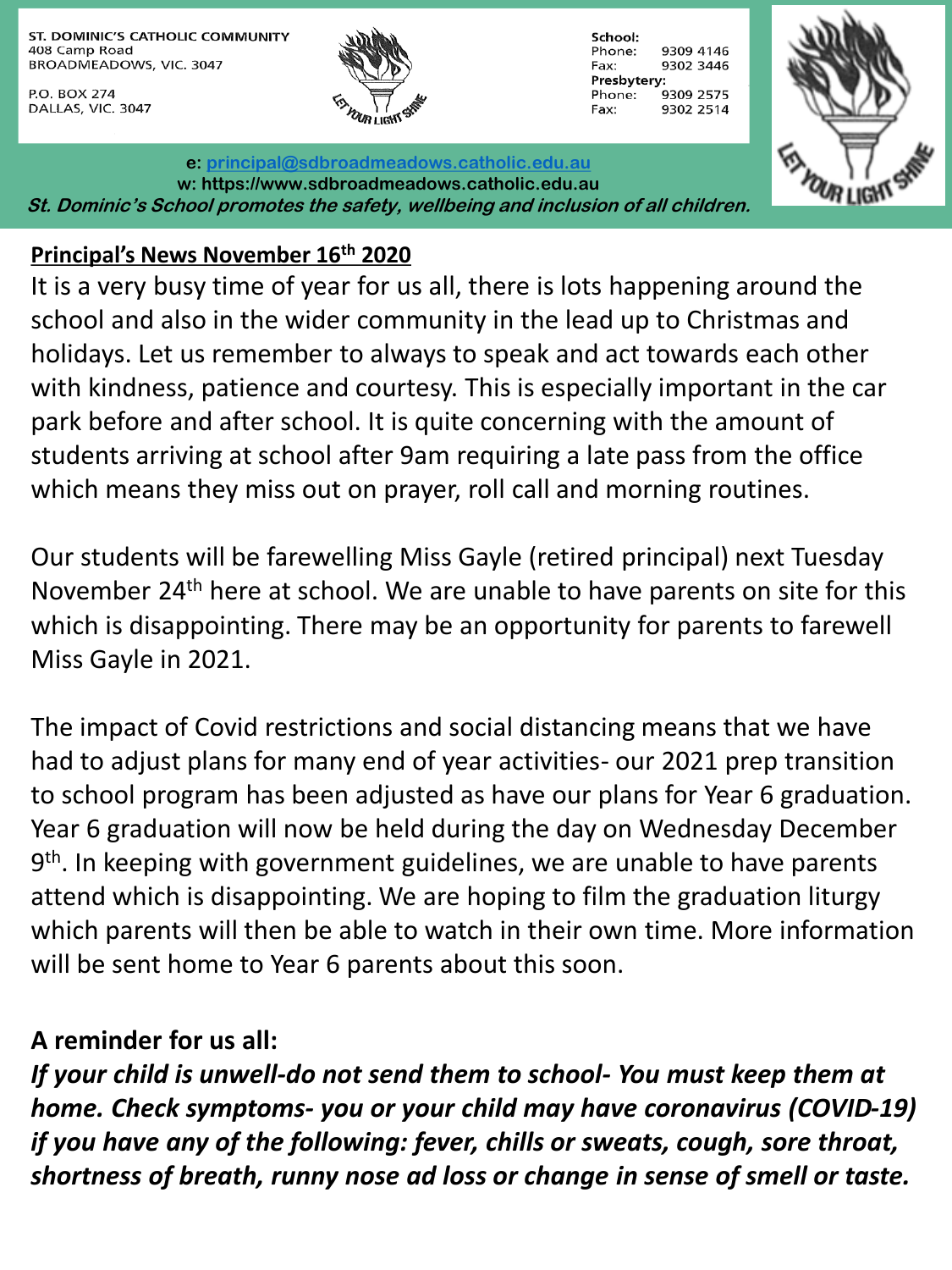ST. DOMINIC'S CATHOLIC COMMUNITY
408 Camp Road
BROADMEADOWS, VIC. 3047

P.O. BOX 274
DALLAS, VIC. 3047

**School:**
Phone: 9309 4146
Fax: 9302 3446
**Presbytery:**
Phone: 9309 2575
Fax: 9302 2514

**e: principal@sdbroadmeadows.catholic.edu.au**
**w: https://www.sdbroadmeadows.catholic.edu.au**
***St. Dominic's School promotes the safety, wellbeing and inclusion of all children.***

## Principal's News November 16th 2020

It is a very busy time of year for us all, there is lots happening around the school and also in the wider community in the lead up to Christmas and holidays. Let us remember to always to speak and act towards each other with kindness, patience and courtesy. This is especially important in the car park before and after school. It is quite concerning with the amount of students arriving at school after 9am requiring a late pass from the office which means they miss out on prayer, roll call and morning routines.

Our students will be farewelling Miss Gayle (retired principal) next Tuesday November 24th here at school. We are unable to have parents on site for this which is disappointing. There may be an opportunity for parents to farewell Miss Gayle in 2021.

The impact of Covid restrictions and social distancing means that we have had to adjust plans for many end of year activities- our 2021 prep transition to school program has been adjusted as have our plans for Year 6 graduation. Year 6 graduation will now be held during the day on Wednesday December 9th. In keeping with government guidelines, we are unable to have parents attend which is disappointing. We are hoping to film the graduation liturgy which parents will then be able to watch in their own time. More information will be sent home to Year 6 parents about this soon.

**A reminder for us all:**

***If your child is unwell-do not send them to school- You must keep them at home. Check symptoms- you or your child may have coronavirus (COVID-19) if you have any of the following: fever, chills or sweats, cough, sore throat, shortness of breath, runny nose ad loss or change in sense of smell or taste.***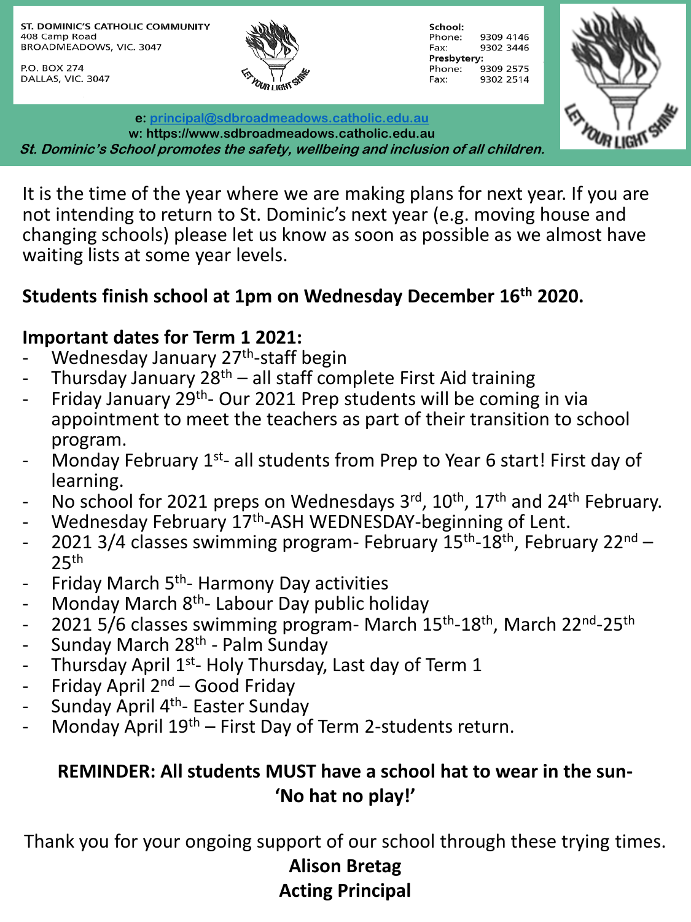ST. DOMINIC'S CATHOLIC COMMUNITY
408 Camp Road
BROADMEADOWS, VIC. 3047

P.O. BOX 274
DALLAS, VIC. 3047

**School:**
Phone: 9309 4146
Fax: 9302 3446
**Presbytery:**
Phone: 9309 2575
Fax: 9302 2514

LET YOUR LIGHT SHINE

**e: principal@sdbroadmeadows.catholic.edu.au**
**w: https://www.sdbroadmeadows.catholic.edu.au**
***St. Dominic's School promotes the safety, wellbeing and inclusion of all children.***

It is the time of the year where we are making plans for next year. If you are not intending to return to St. Dominic's next year (e.g. moving house and changing schools) please let us know as soon as possible as we almost have waiting lists at some year levels.

**Students finish school at 1pm on Wednesday December 16th 2020.**

**Important dates for Term 1 2021:**

- Wednesday January 27th-staff begin
- Thursday January 28th – all staff complete First Aid training
- Friday January 29th- Our 2021 Prep students will be coming in via appointment to meet the teachers as part of their transition to school program.
- Monday February 1st- all students from Prep to Year 6 start! First day of learning.
- No school for 2021 preps on Wednesdays 3rd, 10th, 17th and 24th February.
- Wednesday February 17th-ASH WEDNESDAY-beginning of Lent.
- 2021 3/4 classes swimming program- February 15th-18th, February 22nd – 25th
- Friday March 5th- Harmony Day activities
- Monday March 8th- Labour Day public holiday
- 2021 5/6 classes swimming program- March 15th-18th, March 22nd-25th
- Sunday March 28th - Palm Sunday
- Thursday April 1st- Holy Thursday, Last day of Term 1
- Friday April 2nd – Good Friday
- Sunday April 4th- Easter Sunday
- Monday April 19th – First Day of Term 2-students return.

**REMINDER: All students MUST have a school hat to wear in the sun- 'No hat no play!'**

Thank you for your ongoing support of our school through these trying times.

**Alison Bretag**
**Acting Principal**